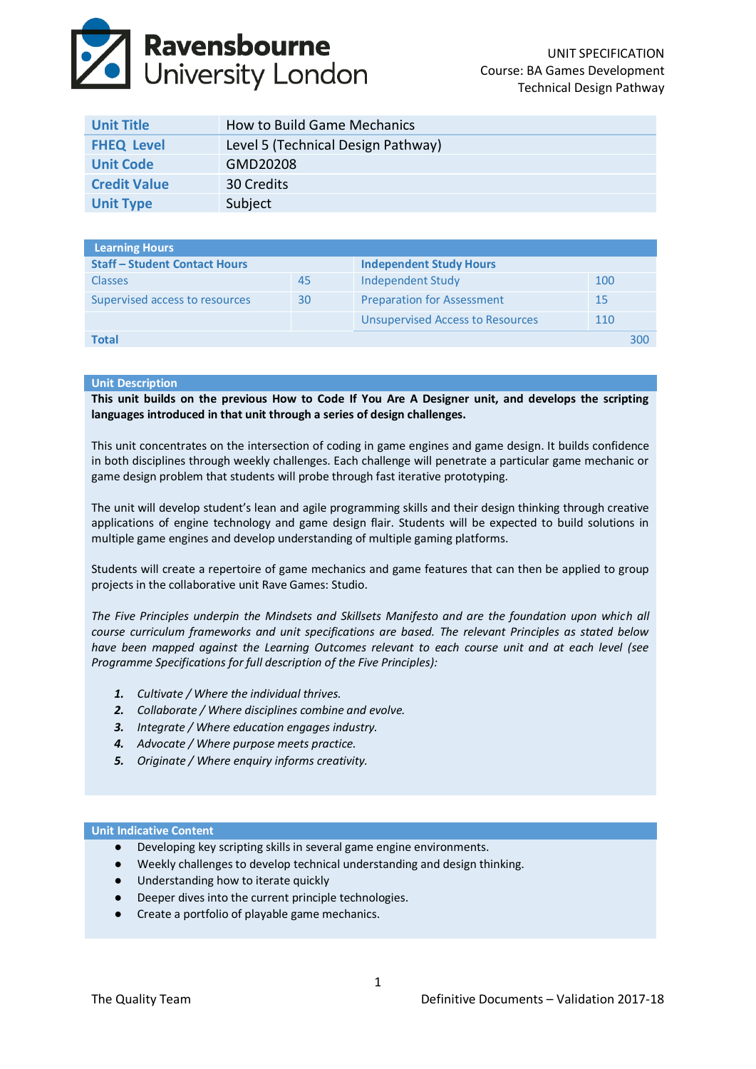UNIT SPECIFICATION
Course: BA Games Development
Technical Design Pathway

| | |
|---|---|
| **Unit Title** | How to Build Game Mechanics |
| **FHEQ Level** | Level 5 (Technical Design Pathway) |
| **Unit Code** | GMD20208 |
| **Credit Value** | 30 Credits |
| **Unit Type** | Subject |

| **Learning Hours** | | | |
|---|---|---|---|
| **Staff – Student Contact Hours** | | **Independent Study Hours** | |
| Classes | 45 | Independent Study | 100 |
| Supervised access to resources | 30 | Preparation for Assessment | 15 |
| | | Unsupervised Access to Resources | 110 |
| **Total** | | | 300 |

## Unit Description

**This unit builds on the previous How to Code If You Are A Designer unit, and develops the scripting languages introduced in that unit through a series of design challenges.**

This unit concentrates on the intersection of coding in game engines and game design. It builds confidence in both disciplines through weekly challenges. Each challenge will penetrate a particular game mechanic or game design problem that students will probe through fast iterative prototyping.

The unit will develop student's lean and agile programming skills and their design thinking through creative applications of engine technology and game design flair. Students will be expected to build solutions in multiple game engines and develop understanding of multiple gaming platforms.

Students will create a repertoire of game mechanics and game features that can then be applied to group projects in the collaborative unit Rave Games: Studio.

*The Five Principles underpin the Mindsets and Skillsets Manifesto and are the foundation upon which all course curriculum frameworks and unit specifications are based. The relevant Principles as stated below have been mapped against the Learning Outcomes relevant to each course unit and at each level (see Programme Specifications for full description of the Five Principles):*

1. *Cultivate / Where the individual thrives.*
2. *Collaborate / Where disciplines combine and evolve.*
3. *Integrate / Where education engages industry.*
4. *Advocate / Where purpose meets practice.*
5. *Originate / Where enquiry informs creativity.*

## Unit Indicative Content

- Developing key scripting skills in several game engine environments.
- Weekly challenges to develop technical understanding and design thinking.
- Understanding how to iterate quickly
- Deeper dives into the current principle technologies.
- Create a portfolio of playable game mechanics.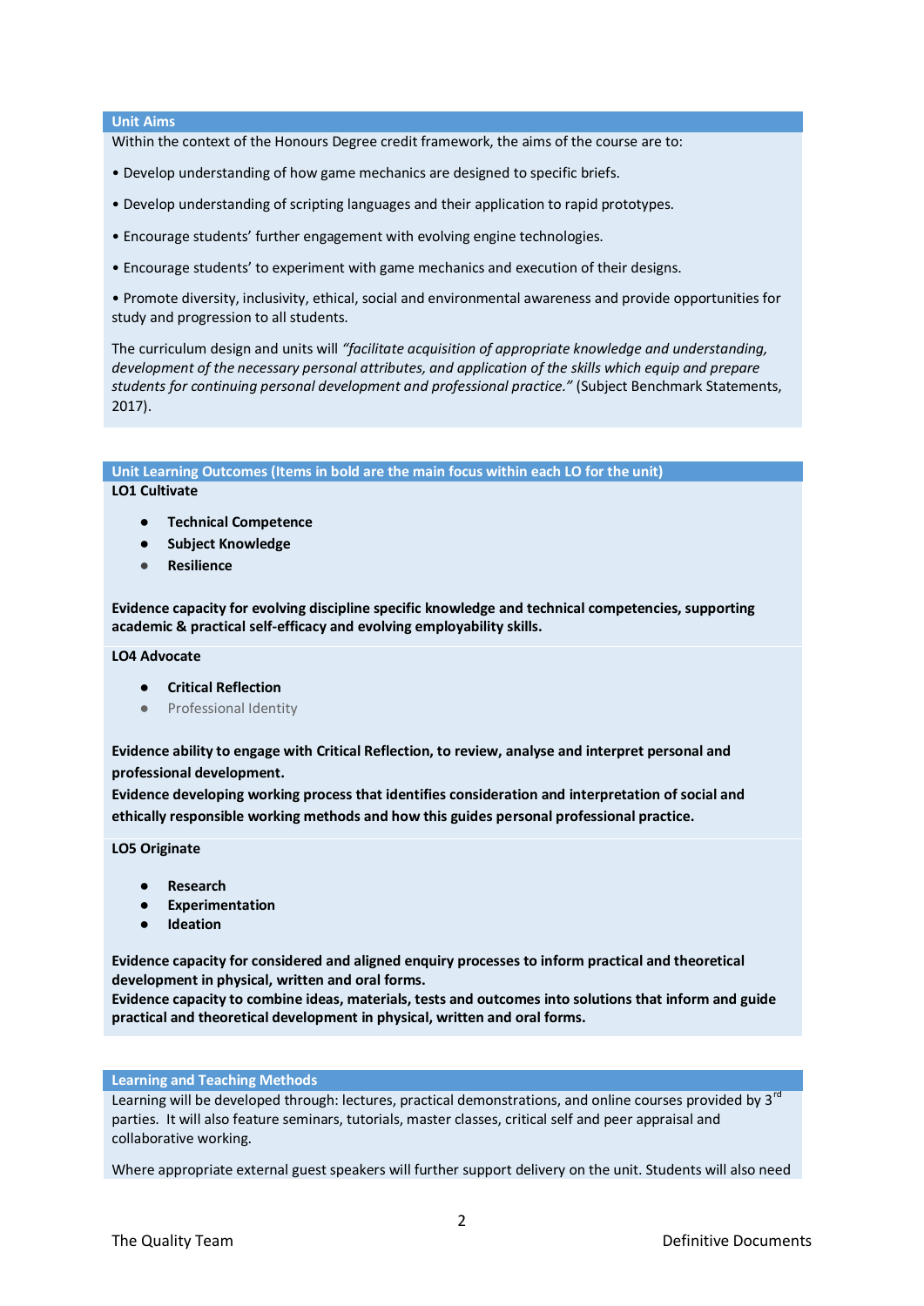## Unit Aims

Within the context of the Honours Degree credit framework, the aims of the course are to:

• Develop understanding of how game mechanics are designed to specific briefs.

• Develop understanding of scripting languages and their application to rapid prototypes.

• Encourage students' further engagement with evolving engine technologies.

• Encourage students' to experiment with game mechanics and execution of their designs.

• Promote diversity, inclusivity, ethical, social and environmental awareness and provide opportunities for study and progression to all students.

The curriculum design and units will *"facilitate acquisition of appropriate knowledge and understanding, development of the necessary personal attributes, and application of the skills which equip and prepare students for continuing personal development and professional practice."* (Subject Benchmark Statements, 2017).

## Unit Learning Outcomes (Items in bold are the main focus within each LO for the unit)

**LO1 Cultivate**

- **Technical Competence**
- **Subject Knowledge**
- **Resilience**

**Evidence capacity for evolving discipline specific knowledge and technical competencies, supporting academic & practical self-efficacy and evolving employability skills.**

**LO4 Advocate**

- **Critical Reflection**
- Professional Identity

**Evidence ability to engage with Critical Reflection, to review, analyse and interpret personal and professional development.**
**Evidence developing working process that identifies consideration and interpretation of social and ethically responsible working methods and how this guides personal professional practice.**

**LO5 Originate**

- **Research**
- **Experimentation**
- **Ideation**

**Evidence capacity for considered and aligned enquiry processes to inform practical and theoretical development in physical, written and oral forms.**
**Evidence capacity to combine ideas, materials, tests and outcomes into solutions that inform and guide practical and theoretical development in physical, written and oral forms.**

## Learning and Teaching Methods

Learning will be developed through: lectures, practical demonstrations, and online courses provided by 3rd parties. It will also feature seminars, tutorials, master classes, critical self and peer appraisal and collaborative working.

Where appropriate external guest speakers will further support delivery on the unit. Students will also need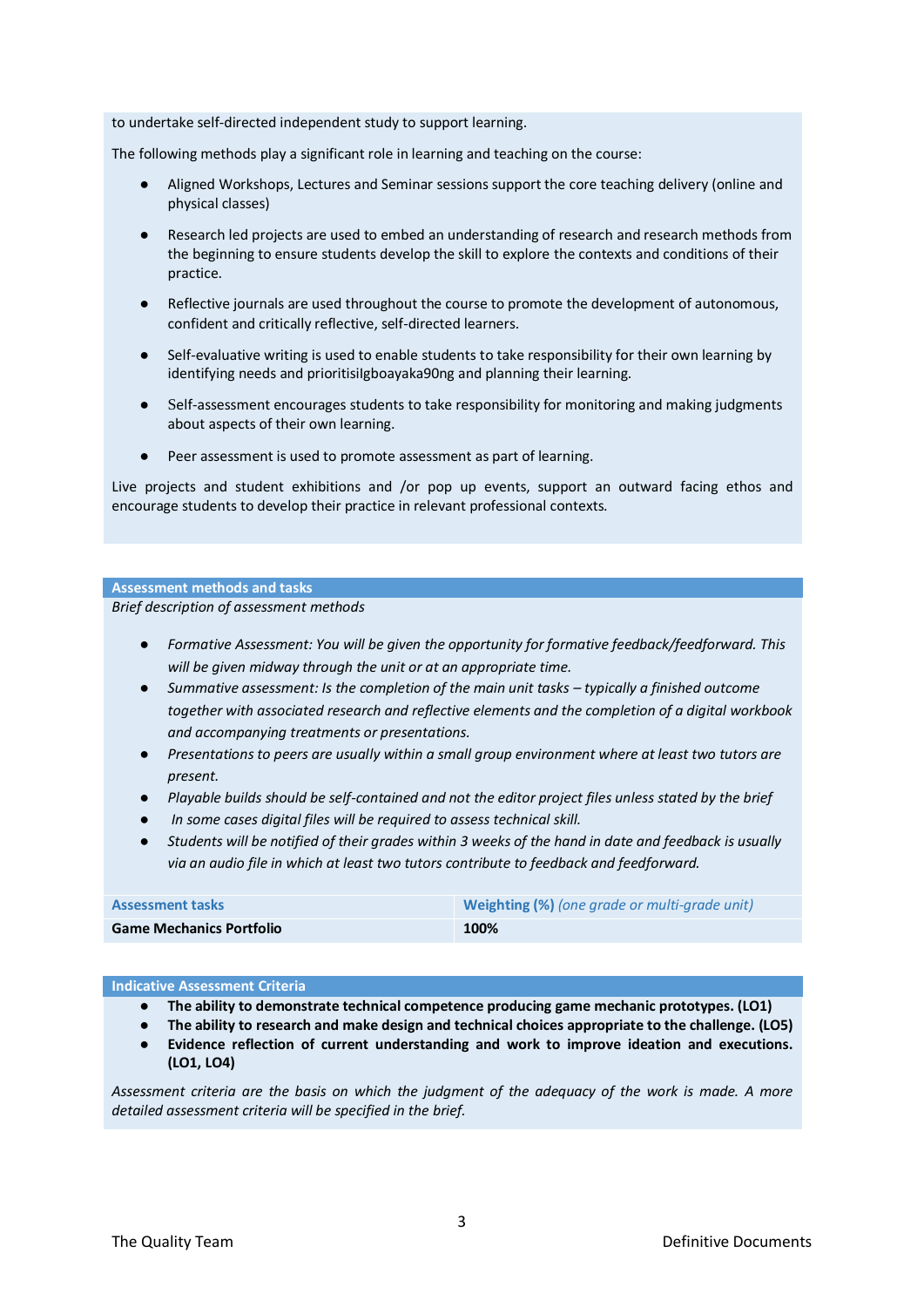to undertake self-directed independent study to support learning.

The following methods play a significant role in learning and teaching on the course:

- Aligned Workshops, Lectures and Seminar sessions support the core teaching delivery (online and physical classes)
- Research led projects are used to embed an understanding of research and research methods from the beginning to ensure students develop the skill to explore the contexts and conditions of their practice.
- Reflective journals are used throughout the course to promote the development of autonomous, confident and critically reflective, self-directed learners.
- Self-evaluative writing is used to enable students to take responsibility for their own learning by identifying needs and prioritisilgboayaka90ng and planning their learning.
- Self-assessment encourages students to take responsibility for monitoring and making judgments about aspects of their own learning.
- Peer assessment is used to promote assessment as part of learning.

Live projects and student exhibitions and /or pop up events, support an outward facing ethos and encourage students to develop their practice in relevant professional contexts.

## Assessment methods and tasks

*Brief description of assessment methods*

- *Formative Assessment: You will be given the opportunity for formative feedback/feedforward. This will be given midway through the unit or at an appropriate time.*
- *Summative assessment: Is the completion of the main unit tasks – typically a finished outcome together with associated research and reflective elements and the completion of a digital workbook and accompanying treatments or presentations.*
- *Presentations to peers are usually within a small group environment where at least two tutors are present.*
- *Playable builds should be self-contained and not the editor project files unless stated by the brief*
- *In some cases digital files will be required to assess technical skill.*
- *Students will be notified of their grades within 3 weeks of the hand in date and feedback is usually via an audio file in which at least two tutors contribute to feedback and feedforward.*

| Assessment tasks | **Weighting (%)** *(one grade or multi-grade unit)* |
|---|---|
| **Game Mechanics Portfolio** | **100%** |

## Indicative Assessment Criteria

- **The ability to demonstrate technical competence producing game mechanic prototypes. (LO1)**
- **The ability to research and make design and technical choices appropriate to the challenge. (LO5)**
- **Evidence reflection of current understanding and work to improve ideation and executions. (LO1, LO4)**

*Assessment criteria are the basis on which the judgment of the adequacy of the work is made. A more detailed assessment criteria will be specified in the brief.*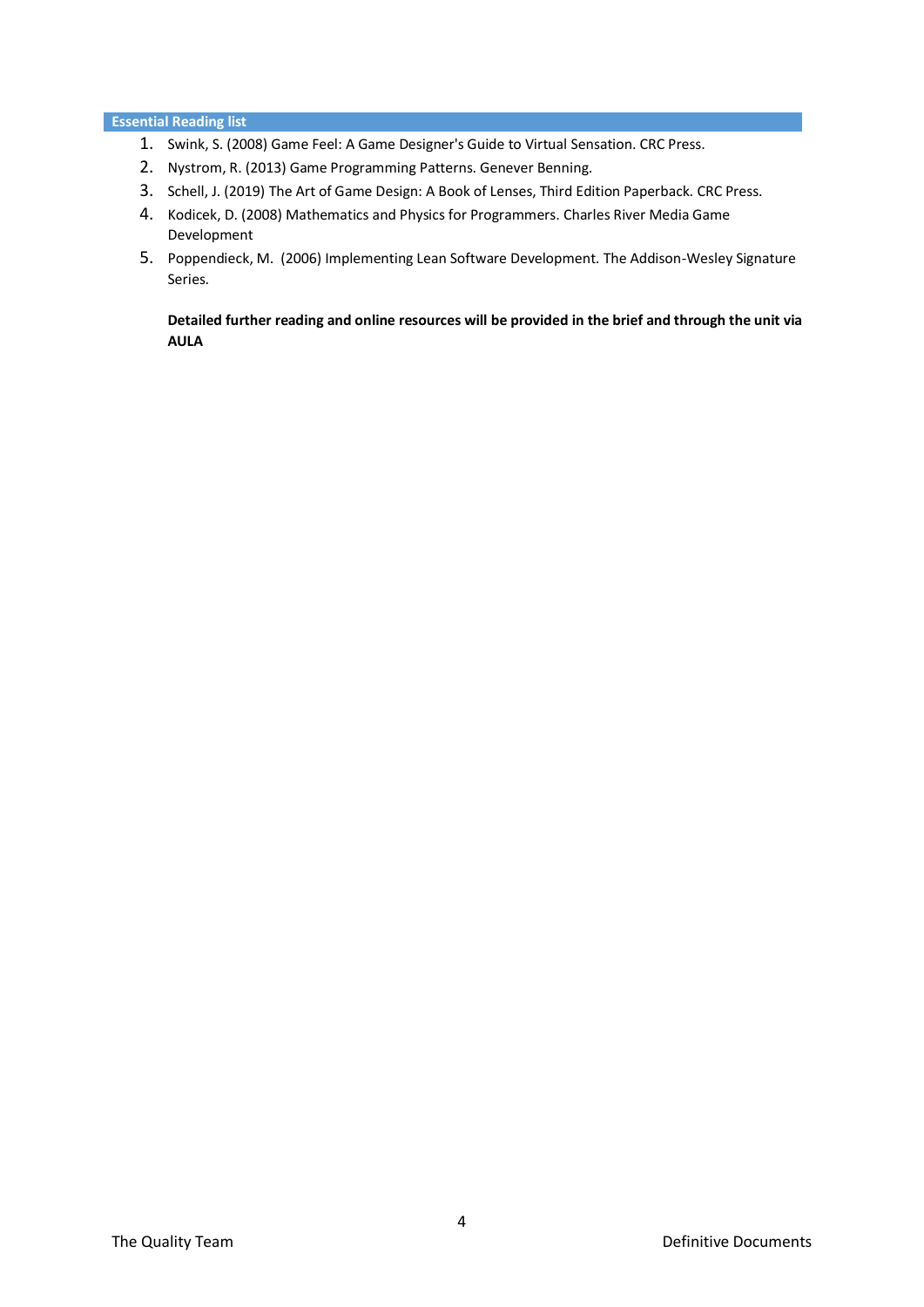## Essential Reading list

1. Swink, S. (2008) Game Feel: A Game Designer's Guide to Virtual Sensation. CRC Press.
2. Nystrom, R. (2013) Game Programming Patterns. Genever Benning.
3. Schell, J. (2019) The Art of Game Design: A Book of Lenses, Third Edition Paperback. CRC Press.
4. Kodicek, D. (2008) Mathematics and Physics for Programmers. Charles River Media Game Development
5. Poppendieck, M. (2006) Implementing Lean Software Development. The Addison-Wesley Signature Series.

**Detailed further reading and online resources will be provided in the brief and through the unit via AULA**